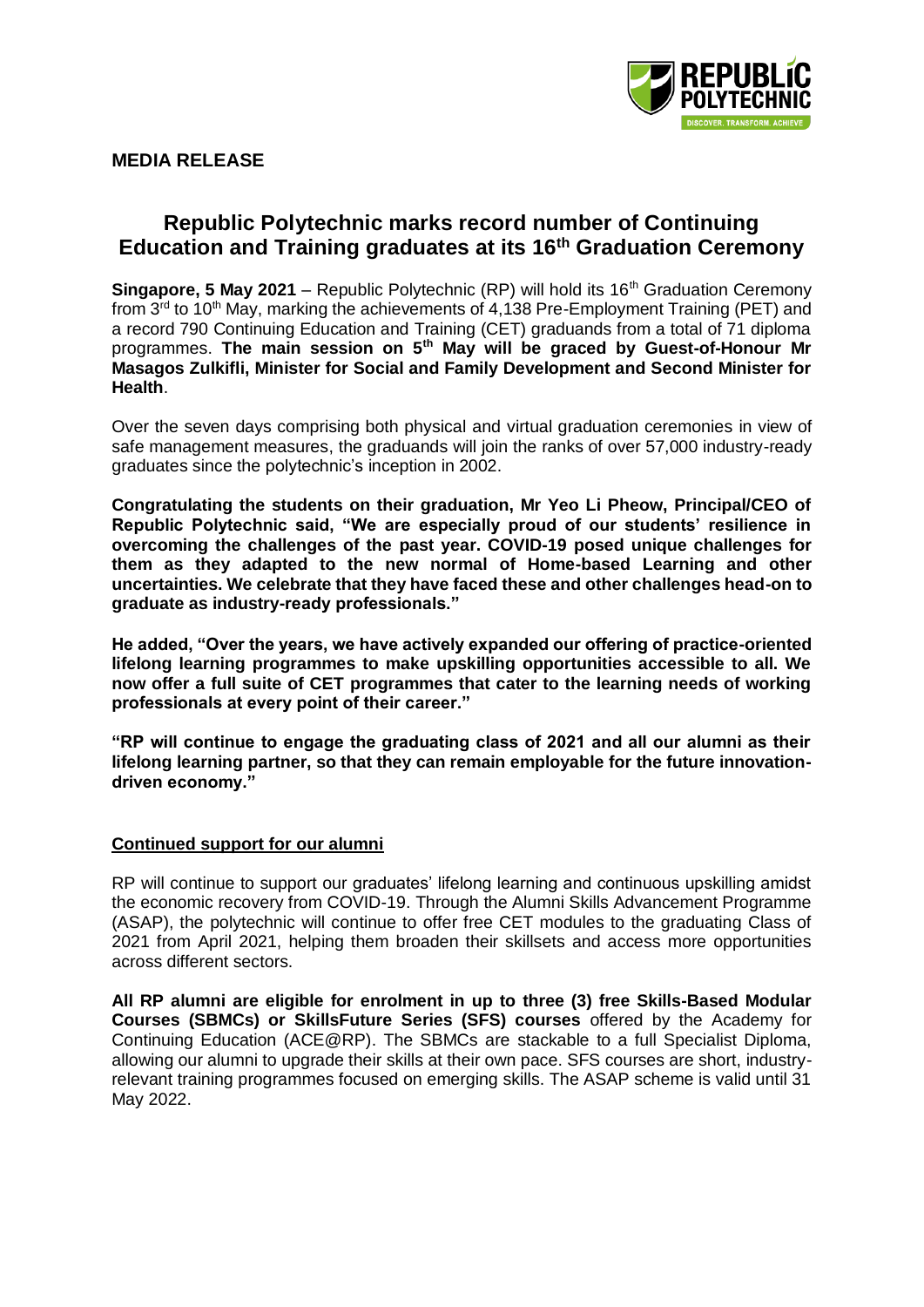**MEDIA RELEASE**

# Republic Polytechnic marks record number of Continuing Education and Training graduates at its 16th Graduation Ceremony

**Singapore, 5 May 2021** – Republic Polytechnic (RP) will hold its 16th Graduation Ceremony from 3rd to 10th May, marking the achievements of 4,138 Pre-Employment Training (PET) and a record 790 Continuing Education and Training (CET) graduands from a total of 71 diploma programmes. **The main session on 5th May will be graced by Guest-of-Honour Mr Masagos Zulkifli, Minister for Social and Family Development and Second Minister for Health**.

Over the seven days comprising both physical and virtual graduation ceremonies in view of safe management measures, the graduands will join the ranks of over 57,000 industry-ready graduates since the polytechnic's inception in 2002.

**Congratulating the students on their graduation, Mr Yeo Li Pheow, Principal/CEO of Republic Polytechnic said, "We are especially proud of our students' resilience in overcoming the challenges of the past year. COVID-19 posed unique challenges for them as they adapted to the new normal of Home-based Learning and other uncertainties. We celebrate that they have faced these and other challenges head-on to graduate as industry-ready professionals."**

**He added, "Over the years, we have actively expanded our offering of practice-oriented lifelong learning programmes to make upskilling opportunities accessible to all. We now offer a full suite of CET programmes that cater to the learning needs of working professionals at every point of their career."**

**"RP will continue to engage the graduating class of 2021 and all our alumni as their lifelong learning partner, so that they can remain employable for the future innovation-driven economy."**

## Continued support for our alumni

RP will continue to support our graduates' lifelong learning and continuous upskilling amidst the economic recovery from COVID-19. Through the Alumni Skills Advancement Programme (ASAP), the polytechnic will continue to offer free CET modules to the graduating Class of 2021 from April 2021, helping them broaden their skillsets and access more opportunities across different sectors.

**All RP alumni are eligible for enrolment in up to three (3) free Skills-Based Modular Courses (SBMCs) or SkillsFuture Series (SFS) courses** offered by the Academy for Continuing Education (ACE@RP). The SBMCs are stackable to a full Specialist Diploma, allowing our alumni to upgrade their skills at their own pace. SFS courses are short, industry-relevant training programmes focused on emerging skills. The ASAP scheme is valid until 31 May 2022.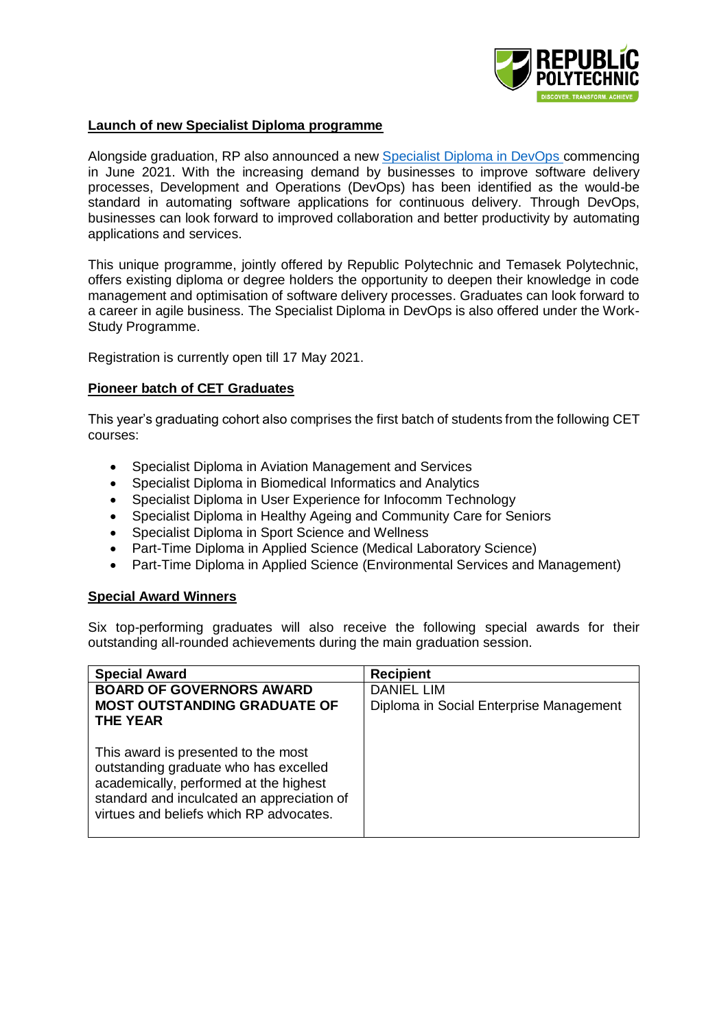## Launch of new Specialist Diploma programme

Alongside graduation, RP also announced a new [Specialist Diploma in DevOps](#) commencing in June 2021. With the increasing demand by businesses to improve software delivery processes, Development and Operations (DevOps) has been identified as the would-be standard in automating software applications for continuous delivery. Through DevOps, businesses can look forward to improved collaboration and better productivity by automating applications and services.

This unique programme, jointly offered by Republic Polytechnic and Temasek Polytechnic, offers existing diploma or degree holders the opportunity to deepen their knowledge in code management and optimisation of software delivery processes. Graduates can look forward to a career in agile business. The Specialist Diploma in DevOps is also offered under the Work-Study Programme.

Registration is currently open till 17 May 2021.

## Pioneer batch of CET Graduates

This year's graduating cohort also comprises the first batch of students from the following CET courses:

- Specialist Diploma in Aviation Management and Services
- Specialist Diploma in Biomedical Informatics and Analytics
- Specialist Diploma in User Experience for Infocomm Technology
- Specialist Diploma in Healthy Ageing and Community Care for Seniors
- Specialist Diploma in Sport Science and Wellness
- Part-Time Diploma in Applied Science (Medical Laboratory Science)
- Part-Time Diploma in Applied Science (Environmental Services and Management)

## Special Award Winners

Six top-performing graduates will also receive the following special awards for their outstanding all-rounded achievements during the main graduation session.

| Special Award | Recipient |
|---|---|
| **BOARD OF GOVERNORS AWARD MOST OUTSTANDING GRADUATE OF THE YEAR**<br><br>This award is presented to the most outstanding graduate who has excelled academically, performed at the highest standard and inculcated an appreciation of virtues and beliefs which RP advocates. | DANIEL LIM<br>Diploma in Social Enterprise Management |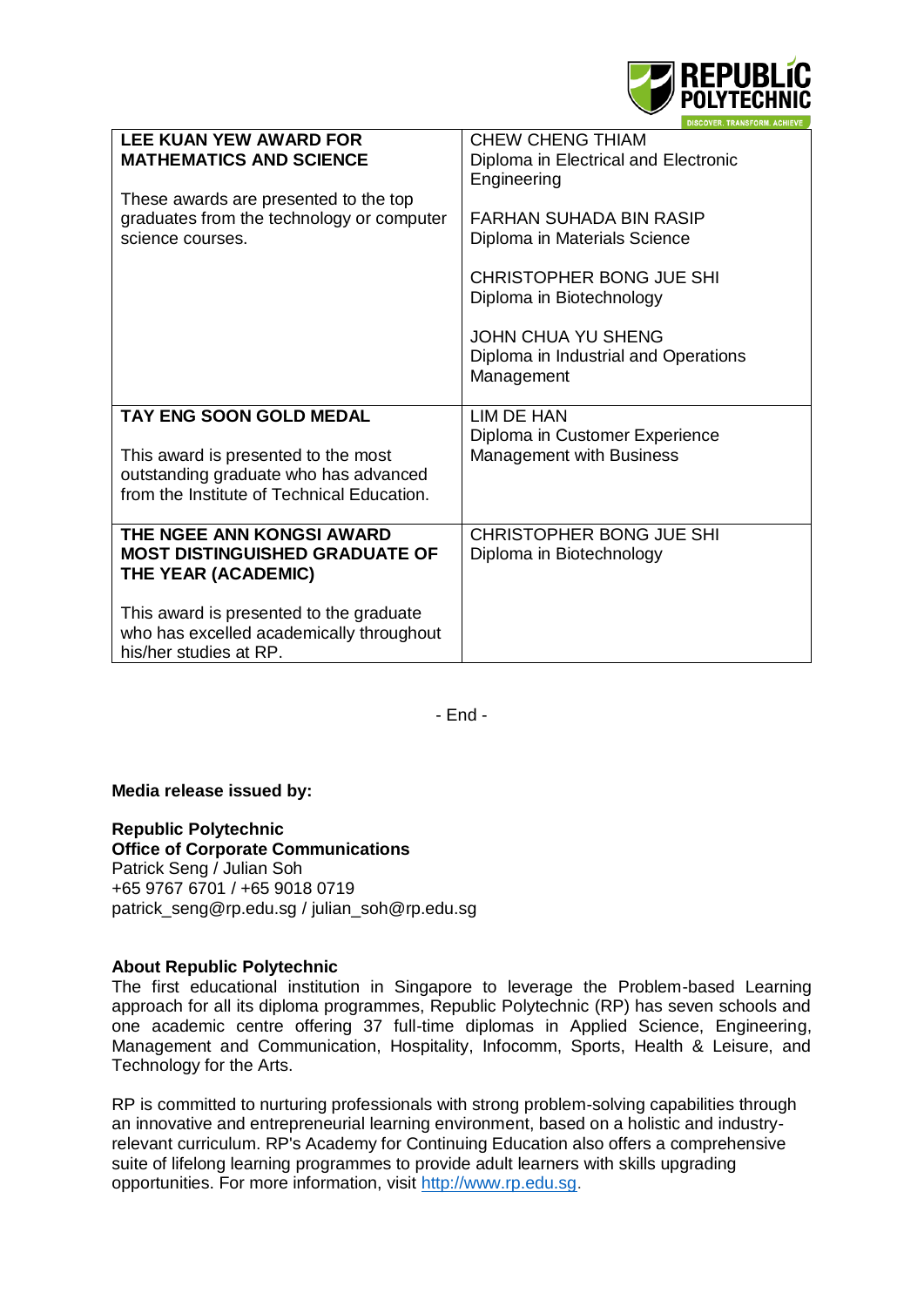| | |
|---|---|
| **LEE KUAN YEW AWARD FOR MATHEMATICS AND SCIENCE**<br><br>These awards are presented to the top graduates from the technology or computer science courses. | CHEW CHENG THIAM<br>Diploma in Electrical and Electronic Engineering<br><br>FARHAN SUHADA BIN RASIP<br>Diploma in Materials Science<br><br>CHRISTOPHER BONG JUE SHI<br>Diploma in Biotechnology<br><br>JOHN CHUA YU SHENG<br>Diploma in Industrial and Operations Management |
| **TAY ENG SOON GOLD MEDAL**<br><br>This award is presented to the most outstanding graduate who has advanced from the Institute of Technical Education. | LIM DE HAN<br>Diploma in Customer Experience Management with Business |
| **THE NGEE ANN KONGSI AWARD MOST DISTINGUISHED GRADUATE OF THE YEAR (ACADEMIC)**<br><br>This award is presented to the graduate who has excelled academically throughout his/her studies at RP. | CHRISTOPHER BONG JUE SHI<br>Diploma in Biotechnology |

- End -

**Media release issued by:**

**Republic Polytechnic**
**Office of Corporate Communications**
Patrick Seng / Julian Soh
+65 9767 6701 / +65 9018 0719
patrick_seng@rp.edu.sg / julian_soh@rp.edu.sg

**About Republic Polytechnic**
The first educational institution in Singapore to leverage the Problem-based Learning approach for all its diploma programmes, Republic Polytechnic (RP) has seven schools and one academic centre offering 37 full-time diplomas in Applied Science, Engineering, Management and Communication, Hospitality, Infocomm, Sports, Health & Leisure, and Technology for the Arts.

RP is committed to nurturing professionals with strong problem-solving capabilities through an innovative and entrepreneurial learning environment, based on a holistic and industry-relevant curriculum. RP's Academy for Continuing Education also offers a comprehensive suite of lifelong learning programmes to provide adult learners with skills upgrading opportunities. For more information, visit [http://www.rp.edu.sg](http://www.rp.edu.sg).